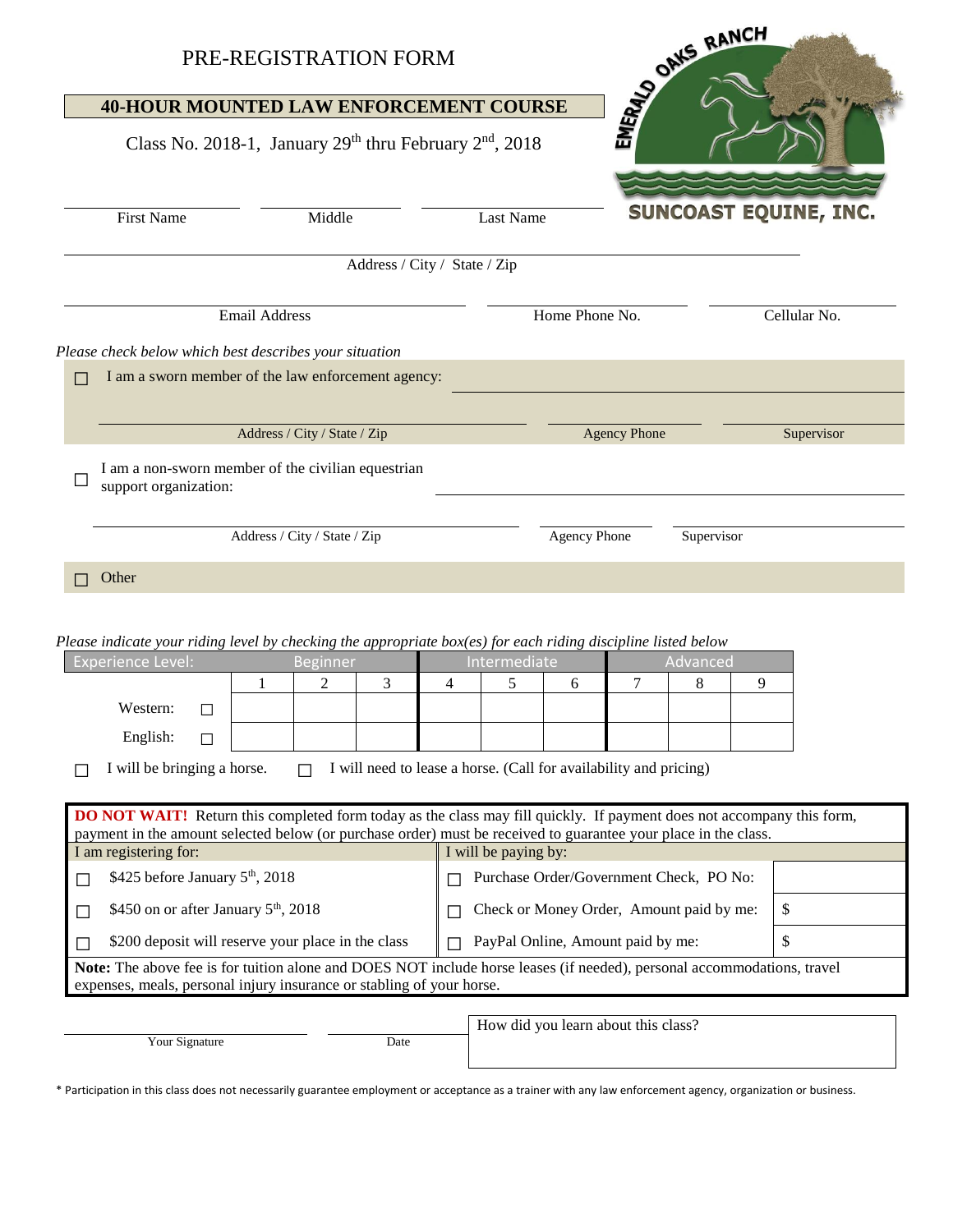# PRE-REGISTRATION FORM

**EMERALD OAKS RANCH**

**SUNCOAST EQUINE, INC.**

## 40-HOUR MOUNTED LAW ENFORCEMENT COURSE

Class No. 2018-1, January 29th thru February 2nd, 2018

First Name ______ Middle ______ Last Name ______

Address / City / State / Zip ______

Email Address ______ Home Phone No. ______ Cellular No. ______

*Please check below which best describes your situation*

☐ I am a sworn member of the law enforcement agency: ______

Address / City / State / Zip ______ Agency Phone ______ Supervisor ______

☐ I am a non-sworn member of the civilian equestrian support organization: ______

Address / City / State / Zip ______ Agency Phone ______ Supervisor ______

☐ Other

*Please indicate your riding level by checking the appropriate box(es) for each riding discipline listed below*

| Experience Level: | | Beginner | | | Intermediate | | | Advanced | | |
|---|---|---|---|---|---|---|---|---|---|---|
| | | 1 | 2 | 3 | 4 | 5 | 6 | 7 | 8 | 9 |
| Western: | ☐ | | | | | | | | | |
| English: | ☐ | | | | | | | | | |

☐ I will be bringing a horse. ☐ I will need to lease a horse. (Call for availability and pricing)

**DO NOT WAIT!** Return this completed form today as the class may fill quickly. If payment does not accompany this form, payment in the amount selected below (or purchase order) must be received to guarantee your place in the class.

| I am registering for: | I will be paying by: | |
|---|---|---|
| ☐ $425 before January 5th, 2018 | ☐ Purchase Order/Government Check, PO No: | |
| ☐ $450 on or after January 5th, 2018 | ☐ Check or Money Order, Amount paid by me: | $ |
| ☐ $200 deposit will reserve your place in the class | ☐ PayPal Online, Amount paid by me: | $ |

**Note:** The above fee is for tuition alone and DOES NOT include horse leases (if needed), personal accommodations, travel expenses, meals, personal injury insurance or stabling of your horse.

Your Signature ______ Date ______

How did you learn about this class? ______

* Participation in this class does not necessarily guarantee employment or acceptance as a trainer with any law enforcement agency, organization or business.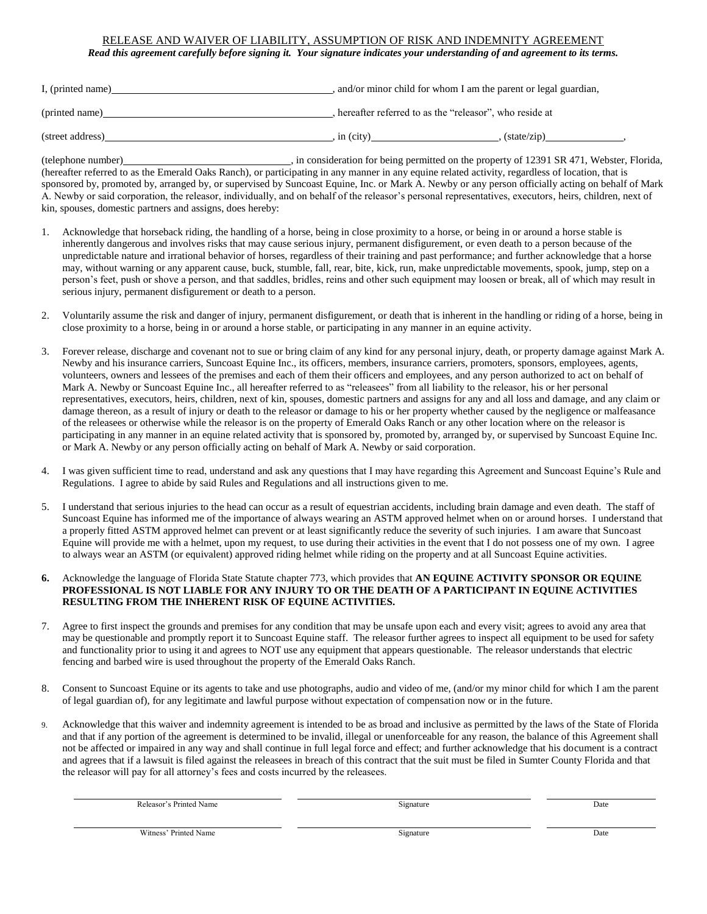RELEASE AND WAIVER OF LIABILITY, ASSUMPTION OF RISK AND INDEMNITY AGREEMENT

***Read this agreement carefully before signing it. Your signature indicates your understanding of and agreement to its terms.***

I, (printed name)\_\_\_\_\_\_\_\_\_\_\_\_\_\_\_\_\_\_\_\_\_\_\_\_\_\_\_\_\_\_\_\_\_\_\_\_\_\_\_\_, and/or minor child for whom I am the parent or legal guardian,

(printed name)\_\_\_\_\_\_\_\_\_\_\_\_\_\_\_\_\_\_\_\_\_\_\_\_\_\_\_\_\_\_\_\_\_\_\_\_\_\_\_\_\_\_, hereafter referred to as the "releasor", who reside at

(street address)\_\_\_\_\_\_\_\_\_\_\_\_\_\_\_\_\_\_\_\_\_\_\_\_\_\_\_\_\_\_\_\_\_\_\_\_\_\_\_\_\_, in (city)\_\_\_\_\_\_\_\_\_\_\_\_\_\_\_\_\_\_\_\_\_\_\_, (state/zip)\_\_\_\_\_\_\_\_\_\_\_\_\_\_,

(telephone number)\_\_\_\_\_\_\_\_\_\_\_\_\_\_\_\_\_\_\_\_\_\_\_\_\_\_\_\_\_\_, in consideration for being permitted on the property of 12391 SR 471, Webster, Florida, (hereafter referred to as the Emerald Oaks Ranch), or participating in any manner in any equine related activity, regardless of location, that is sponsored by, promoted by, arranged by, or supervised by Suncoast Equine, Inc. or Mark A. Newby or any person officially acting on behalf of Mark A. Newby or said corporation, the releasor, individually, and on behalf of the releasor's personal representatives, executors, heirs, children, next of kin, spouses, domestic partners and assigns, does hereby:

1. Acknowledge that horseback riding, the handling of a horse, being in close proximity to a horse, or being in or around a horse stable is inherently dangerous and involves risks that may cause serious injury, permanent disfigurement, or even death to a person because of the unpredictable nature and irrational behavior of horses, regardless of their training and past performance; and further acknowledge that a horse may, without warning or any apparent cause, buck, stumble, fall, rear, bite, kick, run, make unpredictable movements, spook, jump, step on a person's feet, push or shove a person, and that saddles, bridles, reins and other such equipment may loosen or break, all of which may result in serious injury, permanent disfigurement or death to a person.

2. Voluntarily assume the risk and danger of injury, permanent disfigurement, or death that is inherent in the handling or riding of a horse, being in close proximity to a horse, being in or around a horse stable, or participating in any manner in an equine activity.

3. Forever release, discharge and covenant not to sue or bring claim of any kind for any personal injury, death, or property damage against Mark A. Newby and his insurance carriers, Suncoast Equine Inc., its officers, members, insurance carriers, promoters, sponsors, employees, agents, volunteers, owners and lessees of the premises and each of them their officers and employees, and any person authorized to act on behalf of Mark A. Newby or Suncoast Equine Inc., all hereafter referred to as "releasees" from all liability to the releasor, his or her personal representatives, executors, heirs, children, next of kin, spouses, domestic partners and assigns for any and all loss and damage, and any claim or damage thereon, as a result of injury or death to the releasor or damage to his or her property whether caused by the negligence or malfeasance of the releasees or otherwise while the releasor is on the property of Emerald Oaks Ranch or any other location where on the releasor is participating in any manner in an equine related activity that is sponsored by, promoted by, arranged by, or supervised by Suncoast Equine Inc. or Mark A. Newby or any person officially acting on behalf of Mark A. Newby or said corporation.

4. I was given sufficient time to read, understand and ask any questions that I may have regarding this Agreement and Suncoast Equine's Rule and Regulations. I agree to abide by said Rules and Regulations and all instructions given to me.

5. I understand that serious injuries to the head can occur as a result of equestrian accidents, including brain damage and even death. The staff of Suncoast Equine has informed me of the importance of always wearing an ASTM approved helmet when on or around horses. I understand that a properly fitted ASTM approved helmet can prevent or at least significantly reduce the severity of such injuries. I am aware that Suncoast Equine will provide me with a helmet, upon my request, to use during their activities in the event that I do not possess one of my own. I agree to always wear an ASTM (or equivalent) approved riding helmet while riding on the property and at all Suncoast Equine activities.

**6.** Acknowledge the language of Florida State Statute chapter 773, which provides that **AN EQUINE ACTIVITY SPONSOR OR EQUINE PROFESSIONAL IS NOT LIABLE FOR ANY INJURY TO OR THE DEATH OF A PARTICIPANT IN EQUINE ACTIVITIES RESULTING FROM THE INHERENT RISK OF EQUINE ACTIVITIES.**

7. Agree to first inspect the grounds and premises for any condition that may be unsafe upon each and every visit; agrees to avoid any area that may be questionable and promptly report it to Suncoast Equine staff. The releasor further agrees to inspect all equipment to be used for safety and functionality prior to using it and agrees to NOT use any equipment that appears questionable. The releasor understands that electric fencing and barbed wire is used throughout the property of the Emerald Oaks Ranch.

8. Consent to Suncoast Equine or its agents to take and use photographs, audio and video of me, (and/or my minor child for which I am the parent of legal guardian of), for any legitimate and lawful purpose without expectation of compensation now or in the future.

9. Acknowledge that this waiver and indemnity agreement is intended to be as broad and inclusive as permitted by the laws of the State of Florida and that if any portion of the agreement is determined to be invalid, illegal or unenforceable for any reason, the balance of this Agreement shall not be affected or impaired in any way and shall continue in full legal force and effect; and further acknowledge that his document is a contract and agrees that if a lawsuit is filed against the releasees in breach of this contract that the suit must be filed in Sumter County Florida and that the releasor will pay for all attorney's fees and costs incurred by the releasees.

| \_\_\_\_\_\_\_\_\_\_\_\_\_\_\_\_\_\_\_\_ | \_\_\_\_\_\_\_\_\_\_\_\_\_\_\_\_\_\_\_\_ | \_\_\_\_\_\_\_\_\_\_ |
|---|---|---|
| Releasor's Printed Name | Signature | Date |
| \_\_\_\_\_\_\_\_\_\_\_\_\_\_\_\_\_\_\_\_ | \_\_\_\_\_\_\_\_\_\_\_\_\_\_\_\_\_\_\_\_ | \_\_\_\_\_\_\_\_\_\_ |
| Witness' Printed Name | Signature | Date |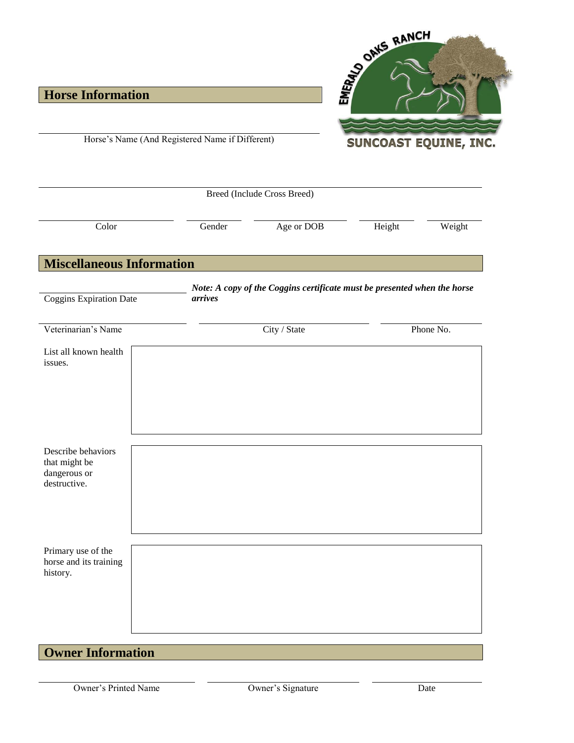## Horse Information

EMERALD OAKS RANCH

SUNCOAST EQUINE, INC.

Horse's Name (And Registered Name if Different)

Breed (Include Cross Breed)

| Color | Gender | Age or DOB | Height | Weight |
|---|---|---|---|---|
| | | | | |

## Miscellaneous Information

Coggins Expiration Date

***Note: A copy of the Coggins certificate must be presented when the horse arrives***

| Veterinarian's Name | City / State | Phone No. |
|---|---|---|
| | | |

List all known health issues.

Describe behaviors that might be dangerous or destructive.

Primary use of the horse and its training history.

## Owner Information

| Owner's Printed Name | Owner's Signature | Date |
|---|---|---|
| | | |